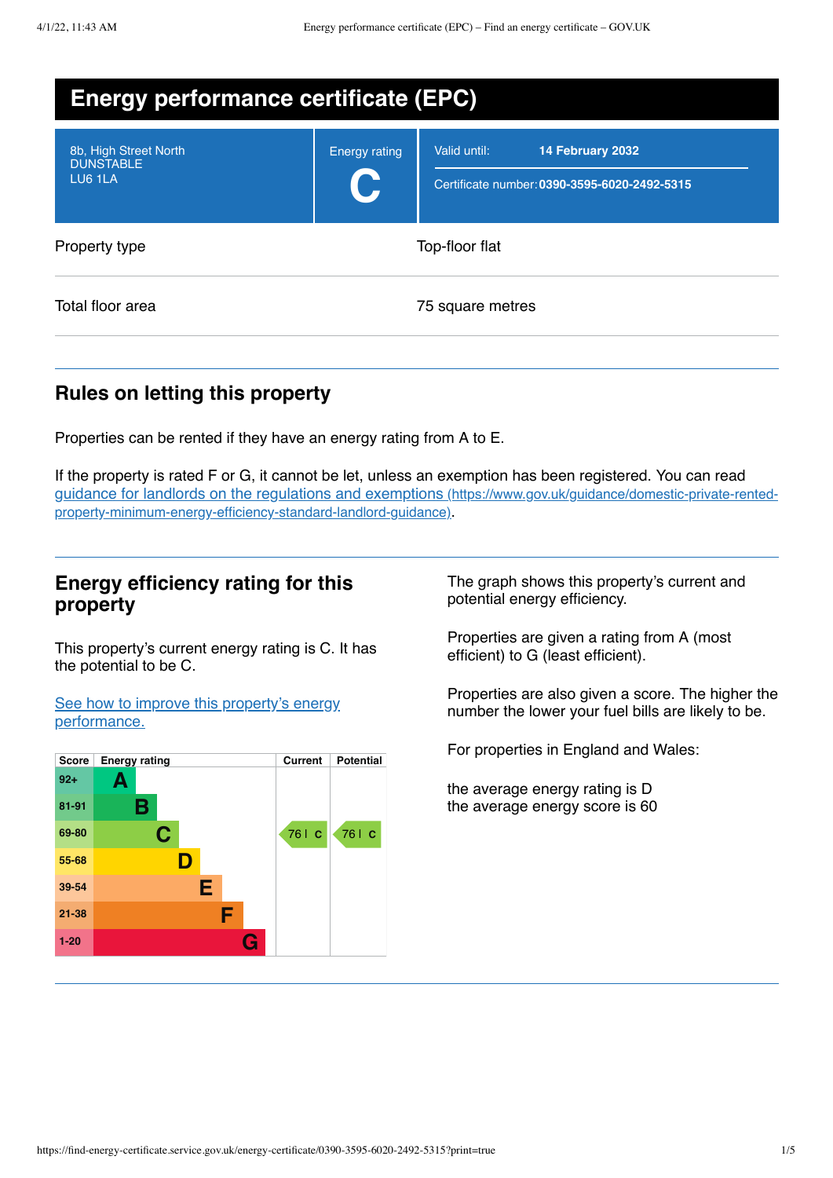# Energy performance certificate (EPC)

| 8b, High Street North<br>DUNSTABLE<br>LU6 1LA | Energy rating<br>**C** | Valid until: **14 February 2032**<br>Certificate number: **0390-3595-6020-2492-5315** |
|---|---|---|

| | |
|---|---|
| Property type | Top-floor flat |
| Total floor area | 75 square metres |

## Rules on letting this property

Properties can be rented if they have an energy rating from A to E.

If the property is rated F or G, it cannot be let, unless an exemption has been registered. You can read [guidance for landlords on the regulations and exemptions (https://www.gov.uk/guidance/domestic-private-rented-property-minimum-energy-efficiency-standard-landlord-guidance)](https://www.gov.uk/guidance/domestic-private-rented-property-minimum-energy-efficiency-standard-landlord-guidance).

## Energy efficiency rating for this property

This property's current energy rating is C. It has the potential to be C.

[See how to improve this property's energy performance.]()

| Score | Energy rating | Current | Potential |
|---|---|---|---|
| 92+ | A | | |
| 81-91 | B | | |
| 69-80 | C | 76 \| C | 76 \| C |
| 55-68 | D | | |
| 39-54 | E | | |
| 21-38 | F | | |
| 1-20 | G | | |

The graph shows this property's current and potential energy efficiency.

Properties are given a rating from A (most efficient) to G (least efficient).

Properties are also given a score. The higher the number the lower your fuel bills are likely to be.

For properties in England and Wales:

the average energy rating is D
the average energy score is 60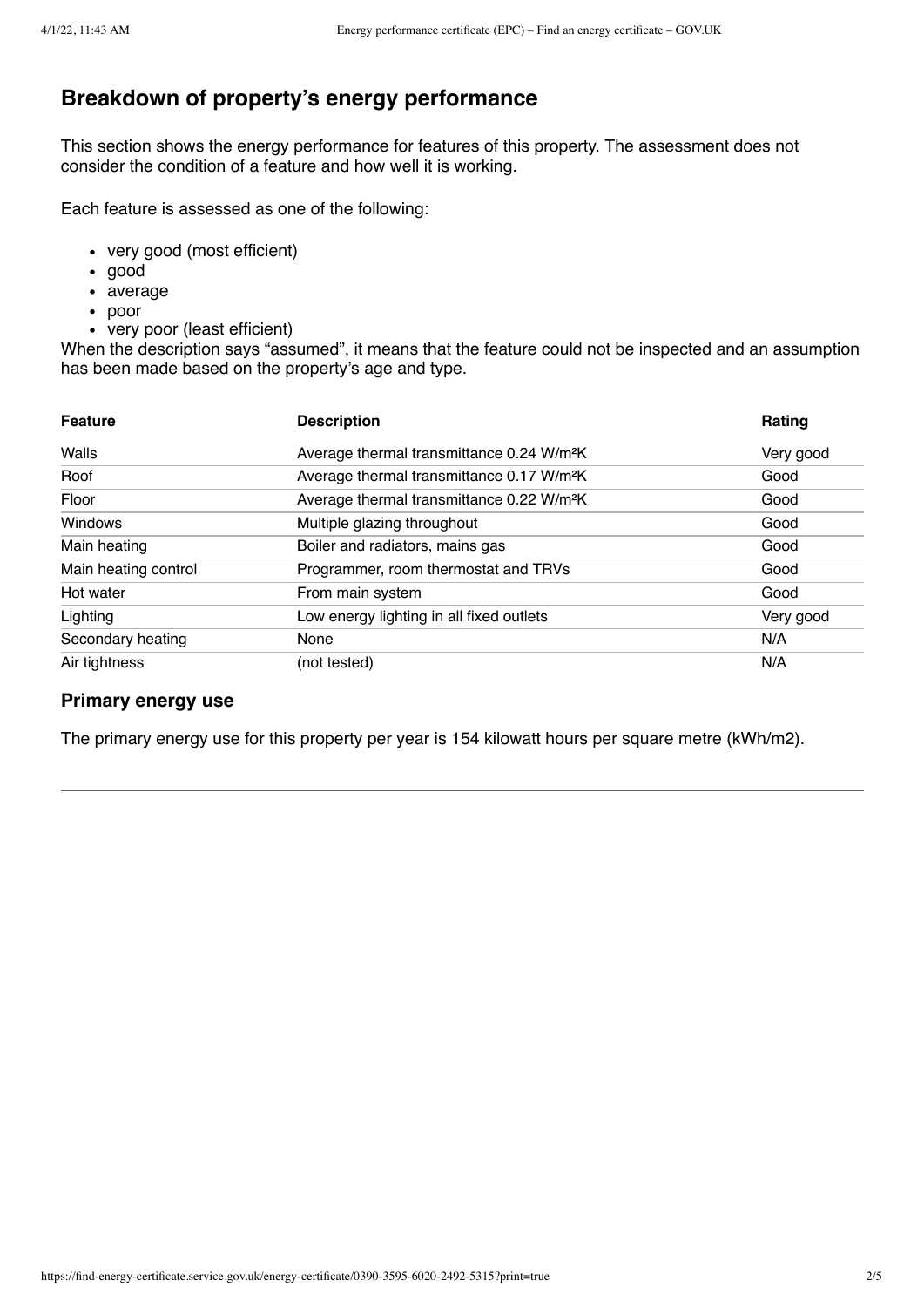## Breakdown of property's energy performance

This section shows the energy performance for features of this property. The assessment does not consider the condition of a feature and how well it is working.

Each feature is assessed as one of the following:

- very good (most efficient)
- good
- average
- poor
- very poor (least efficient)

When the description says "assumed", it means that the feature could not be inspected and an assumption has been made based on the property's age and type.

| Feature | Description | Rating |
|---|---|---|
| Walls | Average thermal transmittance 0.24 $W/m^2K$ | Very good |
| Roof | Average thermal transmittance 0.17 $W/m^2K$ | Good |
| Floor | Average thermal transmittance 0.22 $W/m^2K$ | Good |
| Windows | Multiple glazing throughout | Good |
| Main heating | Boiler and radiators, mains gas | Good |
| Main heating control | Programmer, room thermostat and TRVs | Good |
| Hot water | From main system | Good |
| Lighting | Low energy lighting in all fixed outlets | Very good |
| Secondary heating | None | N/A |
| Air tightness | (not tested) | N/A |

### Primary energy use

The primary energy use for this property per year is 154 kilowatt hours per square metre (kWh/m2).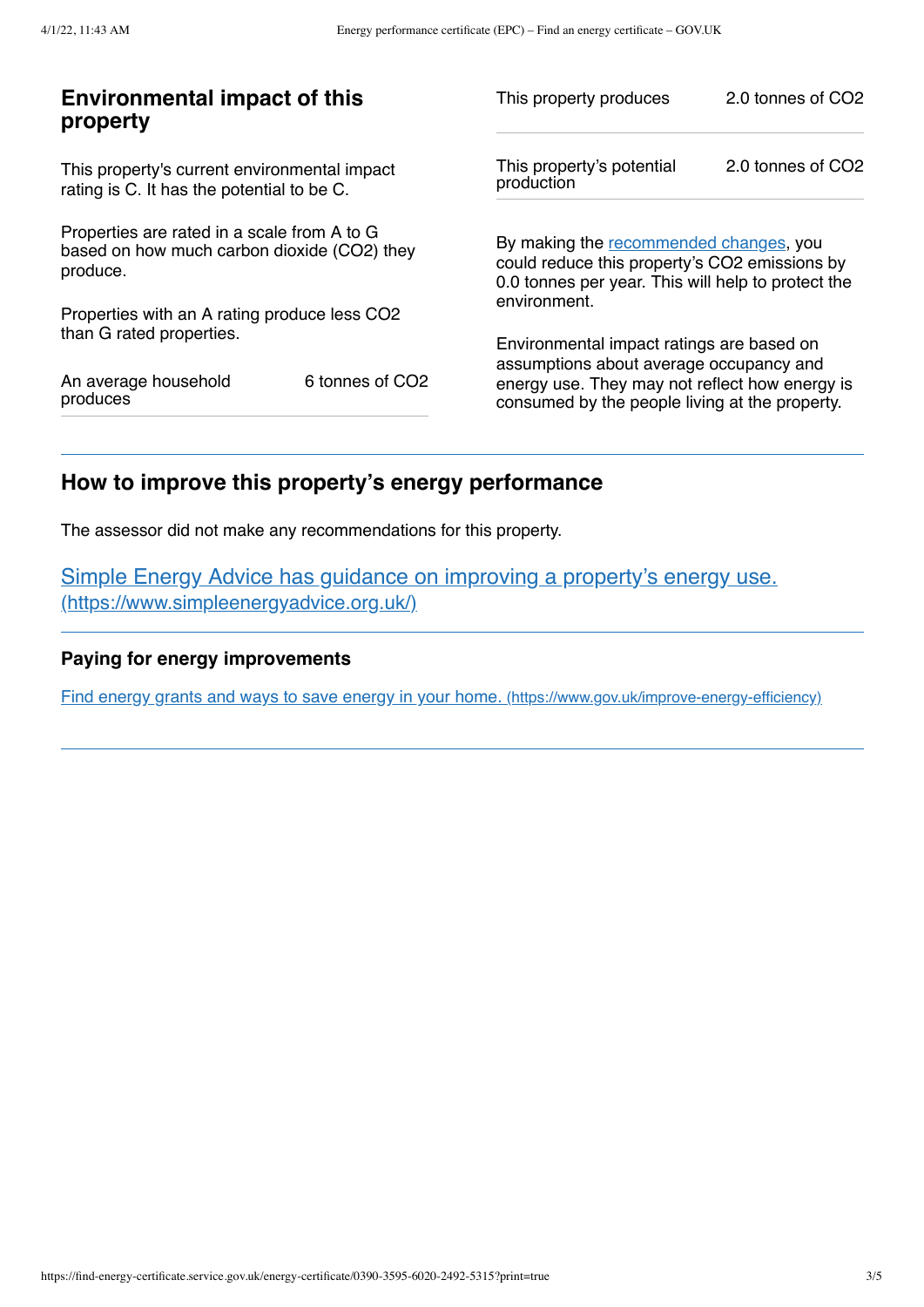## Environmental impact of this property

This property's current environmental impact rating is C. It has the potential to be C.

Properties are rated in a scale from A to G based on how much carbon dioxide ($CO_2$) they produce.

Properties with an A rating produce less $CO_2$ than G rated properties.

| | |
|---|---|
| An average household produces | 6 tonnes of $CO_2$ |
| This property produces | 2.0 tonnes of $CO_2$ |
| This property's potential production | 2.0 tonnes of $CO_2$ |

By making the [recommended changes](#), you could reduce this property's $CO_2$ emissions by 0.0 tonnes per year. This will help to protect the environment.

Environmental impact ratings are based on assumptions about average occupancy and energy use. They may not reflect how energy is consumed by the people living at the property.

## How to improve this property's energy performance

The assessor did not make any recommendations for this property.

[Simple Energy Advice has guidance on improving a property's energy use. (https://www.simpleenergyadvice.org.uk/)](https://www.simpleenergyadvice.org.uk/)

### Paying for energy improvements

[Find energy grants and ways to save energy in your home. (https://www.gov.uk/improve-energy-efficiency)](https://www.gov.uk/improve-energy-efficiency)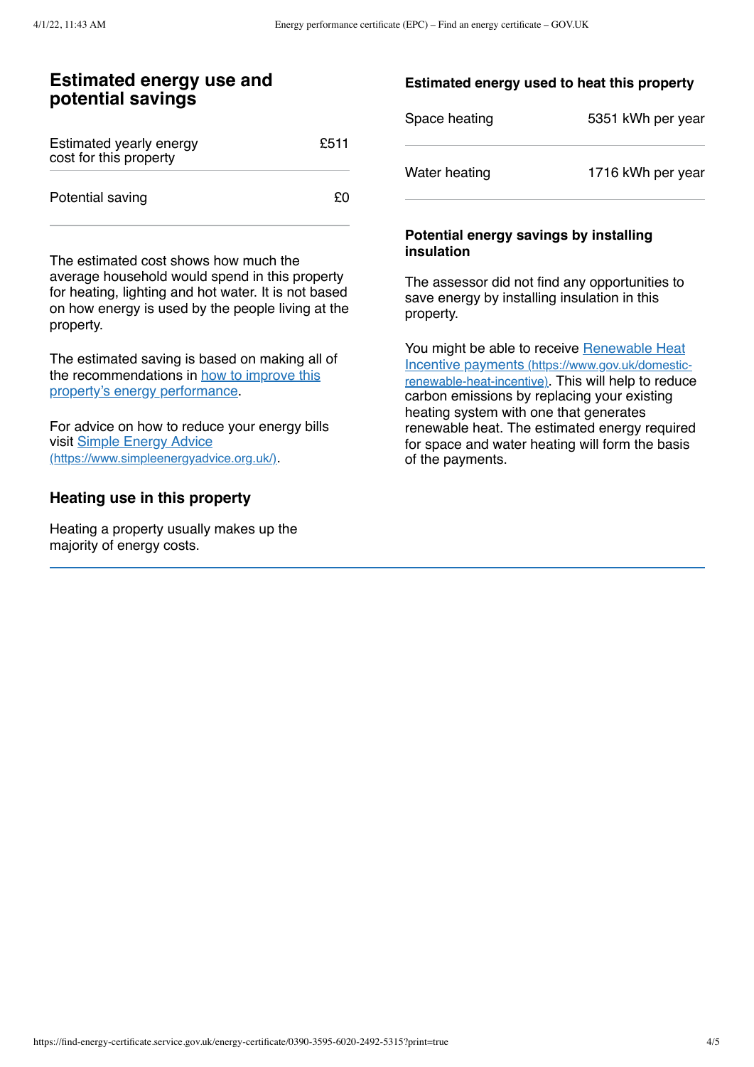## Estimated energy use and potential savings

| | |
|---|---|
| Estimated yearly energy cost for this property | £511 |
| Potential saving | £0 |

The estimated cost shows how much the average household would spend in this property for heating, lighting and hot water. It is not based on how energy is used by the people living at the property.

The estimated saving is based on making all of the recommendations in [how to improve this property's energy performance]().

For advice on how to reduce your energy bills visit [Simple Energy Advice (https://www.simpleenergyadvice.org.uk/)](https://www.simpleenergyadvice.org.uk/).

## Heating use in this property

Heating a property usually makes up the majority of energy costs.

### Estimated energy used to heat this property

| | |
|---|---|
| Space heating | 5351 kWh per year |
| Water heating | 1716 kWh per year |

### Potential energy savings by installing insulation

The assessor did not find any opportunities to save energy by installing insulation in this property.

You might be able to receive [Renewable Heat Incentive payments (https://www.gov.uk/domestic-renewable-heat-incentive)](https://www.gov.uk/domestic-renewable-heat-incentive). This will help to reduce carbon emissions by replacing your existing heating system with one that generates renewable heat. The estimated energy required for space and water heating will form the basis of the payments.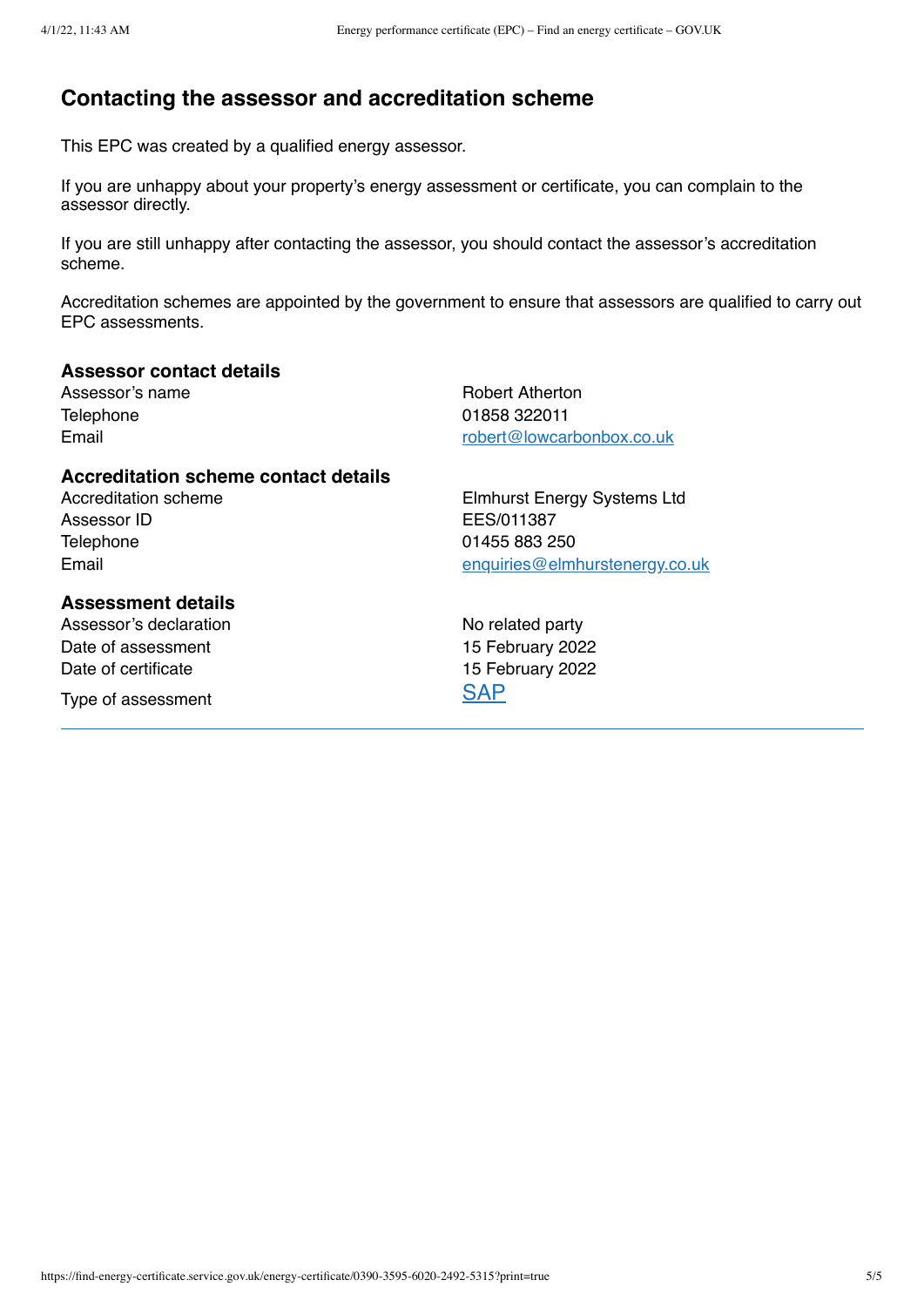## Contacting the assessor and accreditation scheme

This EPC was created by a qualified energy assessor.

If you are unhappy about your property's energy assessment or certificate, you can complain to the assessor directly.

If you are still unhappy after contacting the assessor, you should contact the assessor's accreditation scheme.

Accreditation schemes are appointed by the government to ensure that assessors are qualified to carry out EPC assessments.

### Assessor contact details

| | |
|---|---|
| Assessor's name | Robert Atherton |
| Telephone | 01858 322011 |
| Email | robert@lowcarbonbox.co.uk |

### Accreditation scheme contact details

| | |
|---|---|
| Accreditation scheme | Elmhurst Energy Systems Ltd |
| Assessor ID | EES/011387 |
| Telephone | 01455 883 250 |
| Email | enquiries@elmhurstenergy.co.uk |

### Assessment details

| | |
|---|---|
| Assessor's declaration | No related party |
| Date of assessment | 15 February 2022 |
| Date of certificate | 15 February 2022 |
| Type of assessment | SAP |